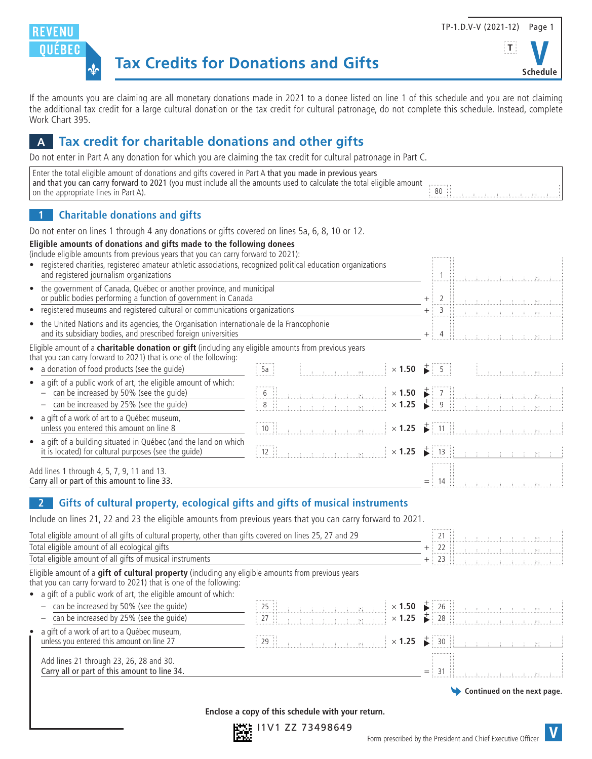REVENU QUÉBEC

TP-1.D.V-V (2021-12)

T

V Schedule

# Tax Credits for Donations and Gifts

If the amounts you are claiming are all monetary donations made in 2021 to a donee listed on line 1 of this schedule and you are not claiming the additional tax credit for a large cultural donation or the tax credit for cultural patronage, do not complete this schedule. Instead, complete Work Chart 395.

## A Tax credit for charitable donations and other gifts

Do not enter in Part A any donation for which you are claiming the tax credit for cultural patronage in Part C.

| | Line | Amount |
|---|---|---|
| Enter the total eligible amount of donations and gifts covered in Part A **that you made in previous years and that you can carry forward to 2021** (you must include all the amounts used to calculate the total eligible amount on the appropriate lines in Part A). | 80 | |

### 1 Charitable donations and gifts

Do not enter on lines 1 through 4 any donations or gifts covered on lines 5a, 6, 8, 10 or 12.

**Eligible amounts of donations and gifts made to the following donees**
(include eligible amounts from previous years that you can carry forward to 2021):

| | Line | Amount | | Line | Amount |
|---|---|---|---|---|---|
| • registered charities, registered amateur athletic associations, recognized political education organizations and registered journalism organizations | | | | 1 | |
| • the government of Canada, Québec or another province, and municipal or public bodies performing a function of government in Canada | | | + | 2 | |
| • registered museums and registered cultural or communications organizations | | | + | 3 | |
| • the United Nations and its agencies, the Organisation internationale de la Francophonie and its subsidiary bodies, and prescribed foreign universities | | | + | 4 | |
| Eligible amount of a **charitable donation or gift** (including any eligible amounts from previous years that you can carry forward to 2021) that is one of the following: | | | | | |
| • a donation of food products (see the guide) | 5a | | × 1.50 + | 5 | |
| • a gift of a public work of art, the eligible amount of which: | | | | | |
| – can be increased by 50% (see the guide) | 6 | | × 1.50 + | 7 | |
| – can be increased by 25% (see the guide) | 8 | | × 1.25 + | 9 | |
| • a gift of a work of art to a Québec museum, unless you entered this amount on line 8 | 10 | | × 1.25 + | 11 | |
| • a gift of a building situated in Québec (and the land on which it is located) for cultural purposes (see the guide) | 12 | | × 1.25 + | 13 | |
| Add lines 1 through 4, 5, 7, 9, 11 and 13. Carry all or part of this amount to line 33. | | | = | 14 | |

### 2 Gifts of cultural property, ecological gifts and gifts of musical instruments

Include on lines 21, 22 and 23 the eligible amounts from previous years that you can carry forward to 2021.

| | Line | Amount | | Line | Amount |
|---|---|---|---|---|---|
| Total eligible amount of all gifts of cultural property, other than gifts covered on lines 25, 27 and 29 | | | | 21 | |
| Total eligible amount of all ecological gifts | | | + | 22 | |
| Total eligible amount of all gifts of musical instruments | | | + | 23 | |
| Eligible amount of a **gift of cultural property** (including any eligible amounts from previous years that you can carry forward to 2021) that is one of the following: | | | | | |
| • a gift of a public work of art, the eligible amount of which: | | | | | |
| – can be increased by 50% (see the guide) | 25 | | × 1.50 + | 26 | |
| – can be increased by 25% (see the guide) | 27 | | × 1.25 + | 28 | |
| • a gift of a work of art to a Québec museum, unless you entered this amount on line 27 | 29 | | × 1.25 + | 30 | |
| Add lines 21 through 23, 26, 28 and 30. Carry all or part of this amount to line 34. | | | = | 31 | |

Continued on the next page.

**Enclose a copy of this schedule with your return.**

I1V1 ZZ 73498649

Form prescribed by the President and Chief Executive Officer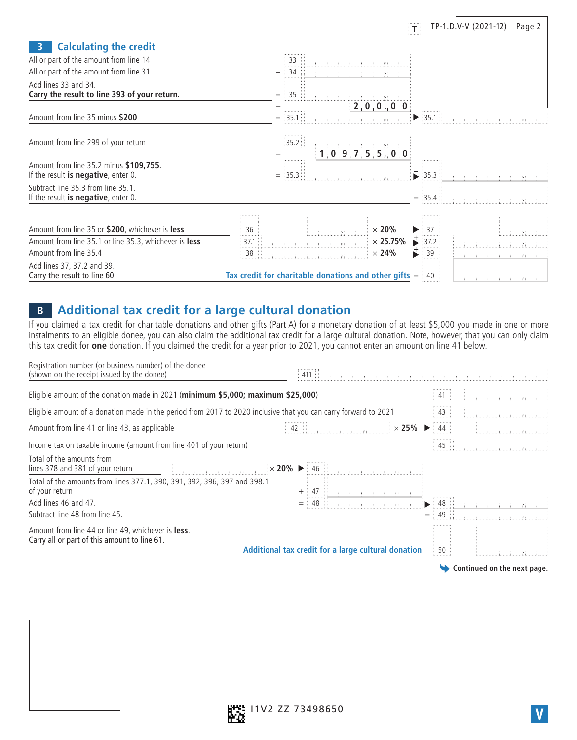## 3 Calculating the credit

| Description | Line | Amount |
|---|---|---|
| All or part of the amount from line 14 | 33 | |
| All or part of the amount from line 31 | + 34 | |
| Add lines 33 and 34. **Carry the result to line 393 of your return.** | = 35 | |
| | − | 200.00 |
| Amount from line 35 minus **$200** | = 35.1 | ▶ 35.1 |
| Amount from line 299 of your return | 35.2 | |
| | − | 109,755.00 |
| Amount from line 35.2 minus **$109,755**. If the result **is negative**, enter 0. | = 35.3 | ▶ − 35.3 |
| Subtract line 35.3 from line 35.1. If the result **is negative**, enter 0. | | = 35.4 |

| Description | Line | Amount | Rate | Line | Result |
|---|---|---|---|---|---|
| Amount from line 35 or **$200**, whichever is **less** | 36 | | × 20% | ▶ 37 | |
| Amount from line 35.1 or line 35.3, whichever is **less** | 37.1 | | × 25.75% | ▶ + 37.2 | |
| Amount from line 35.4 | 38 | | × 24% | ▶ + 39 | |
| Add lines 37, 37.2 and 39. Carry the result to line 60. | | | **Tax credit for charitable donations and other gifts** = | 40 | |

## B Additional tax credit for a large cultural donation

If you claimed a tax credit for charitable donations and other gifts (Part A) for a monetary donation of at least $5,000 you made in one or more instalments to an eligible donee, you can also claim the additional tax credit for a large cultural donation. Note, however, that you can only claim this tax credit for **one** donation. If you claimed the credit for a year prior to 2021, you cannot enter an amount on line 41 below.

| Description | Line | Amount |
|---|---|---|
| Registration number (or business number) of the donee (shown on the receipt issued by the donee) | 411 | |
| Eligible amount of the donation made in 2021 (**minimum $5,000; maximum $25,000**) | 41 | |
| Eligible amount of a donation made in the period from 2017 to 2020 inclusive that you can carry forward to 2021 | 43 | |
| Amount from line 41 or line 43, as applicable — 42 × **25%** | ▶ 44 | |
| Income tax on taxable income (amount from line 401 of your return) | 45 | |
| Total of the amounts from lines 378 and 381 of your return × **20%** | ▶ 46 | |
| Total of the amounts from lines 377.1, 390, 391, 392, 396, 397 and 398.1 of your return | + 47 | |
| Add lines 46 and 47. | = 48 | ▶ − 48 |
| Subtract line 48 from line 45. | = 49 | |
| Amount from line 44 or line 49, whichever is **less**. Carry all or part of this amount to line 61. **Additional tax credit for a large cultural donation** | 50 | |

**Continued on the next page.**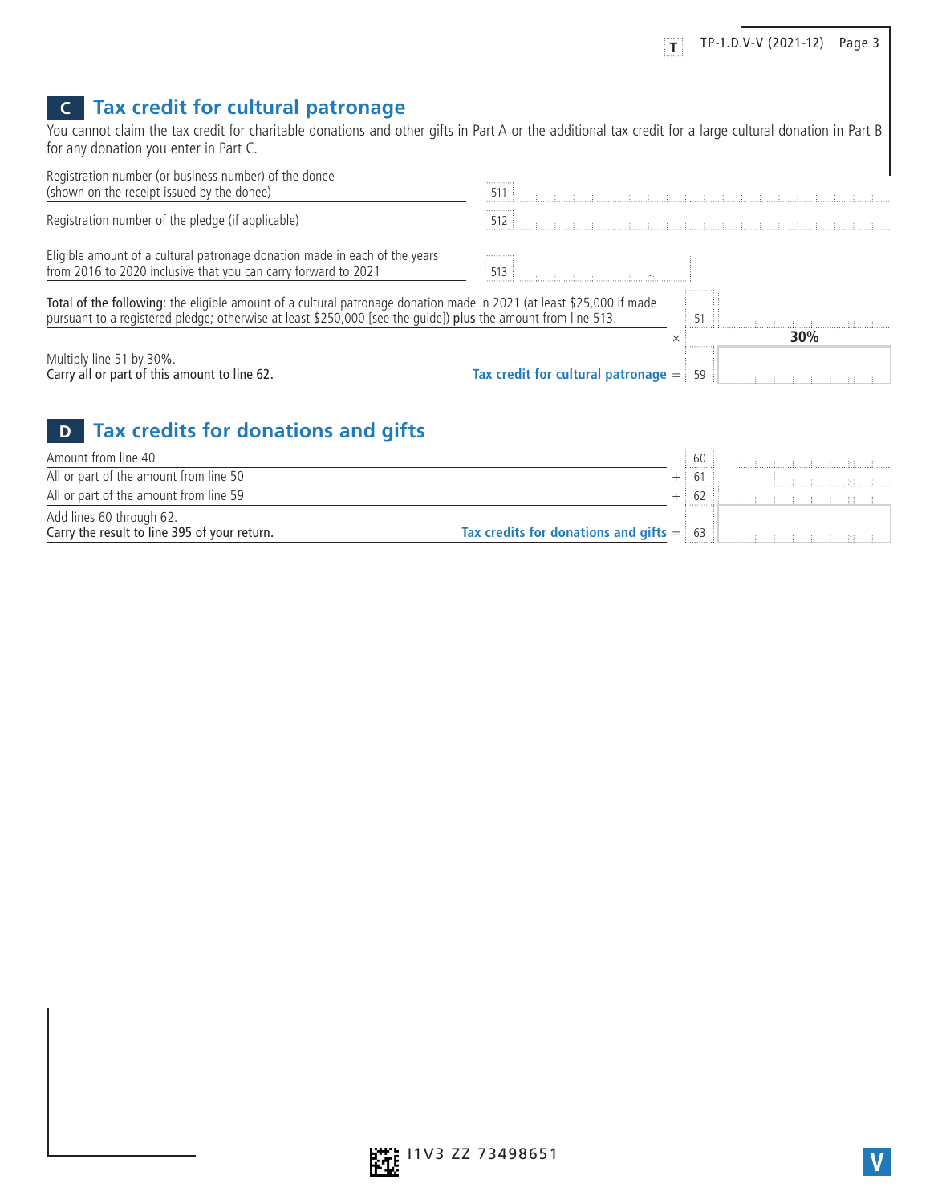## C Tax credit for cultural patronage

You cannot claim the tax credit for charitable donations and other gifts in Part A or the additional tax credit for a large cultural donation in Part B for any donation you enter in Part C.

| | | |
|---|---|---|
| Registration number (or business number) of the donee (shown on the receipt issued by the donee) | 511 | |
| Registration number of the pledge (if applicable) | 512 | |
| Eligible amount of a cultural patronage donation made in each of the years from 2016 to 2020 inclusive that you can carry forward to 2021 | 513 | |

| | | | |
|---|---|---|---|
| **Total of the following**: the eligible amount of a cultural patronage donation made in 2021 (at least $25,000 if made pursuant to a registered pledge; otherwise at least $250,000 [see the guide]) **plus** the amount from line 513. | | 51 | |
| | × | | **30%** |
| Multiply line 51 by 30%. Carry all or part of this amount to line 62. **Tax credit for cultural patronage** | = | 59 | |

## D Tax credits for donations and gifts

| | | | |
|---|---|---|---|
| Amount from line 40 | | 60 | |
| All or part of the amount from line 50 | + | 61 | |
| All or part of the amount from line 59 | + | 62 | |
| Add lines 60 through 62. Carry the result to line 395 of your return. **Tax credits for donations and gifts** | = | 63 | |

I1V3 ZZ 73498651